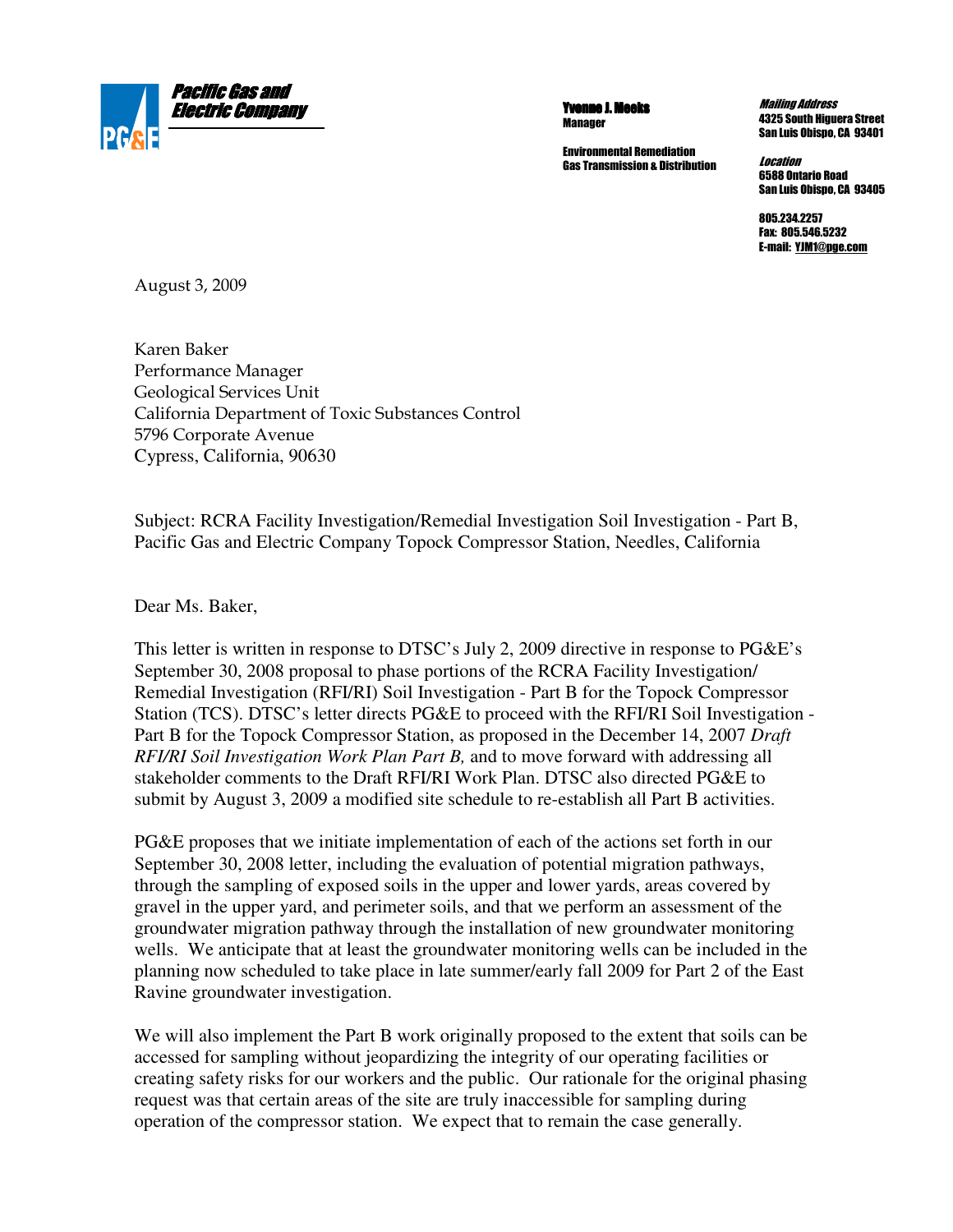**Pacific Gas and Electric Company**

**Yvonne J. Meeks**
**Manager**

**Environmental Remediation**
**Gas Transmission & Distribution**

***Mailing Address***
**4325 South Higuera Street**
**San Luis Obispo, CA 93401**

***Location***
**6588 Ontario Road**
**San Luis Obispo, CA 93405**

**805.234.2257**
**Fax: 805.546.5232**
**E-mail: YJM1@pge.com**

August 3, 2009

Karen Baker
Performance Manager
Geological Services Unit
California Department of Toxic Substances Control
5796 Corporate Avenue
Cypress, California, 90630

Subject: RCRA Facility Investigation/Remedial Investigation Soil Investigation - Part B, Pacific Gas and Electric Company Topock Compressor Station, Needles, California

Dear Ms. Baker,

This letter is written in response to DTSC's July 2, 2009 directive in response to PG&E's September 30, 2008 proposal to phase portions of the RCRA Facility Investigation/ Remedial Investigation (RFI/RI) Soil Investigation - Part B for the Topock Compressor Station (TCS). DTSC's letter directs PG&E to proceed with the RFI/RI Soil Investigation - Part B for the Topock Compressor Station, as proposed in the December 14, 2007 *Draft RFI/RI Soil Investigation Work Plan Part B,* and to move forward with addressing all stakeholder comments to the Draft RFI/RI Work Plan. DTSC also directed PG&E to submit by August 3, 2009 a modified site schedule to re-establish all Part B activities.

PG&E proposes that we initiate implementation of each of the actions set forth in our September 30, 2008 letter, including the evaluation of potential migration pathways, through the sampling of exposed soils in the upper and lower yards, areas covered by gravel in the upper yard, and perimeter soils, and that we perform an assessment of the groundwater migration pathway through the installation of new groundwater monitoring wells. We anticipate that at least the groundwater monitoring wells can be included in the planning now scheduled to take place in late summer/early fall 2009 for Part 2 of the East Ravine groundwater investigation.

We will also implement the Part B work originally proposed to the extent that soils can be accessed for sampling without jeopardizing the integrity of our operating facilities or creating safety risks for our workers and the public. Our rationale for the original phasing request was that certain areas of the site are truly inaccessible for sampling during operation of the compressor station. We expect that to remain the case generally.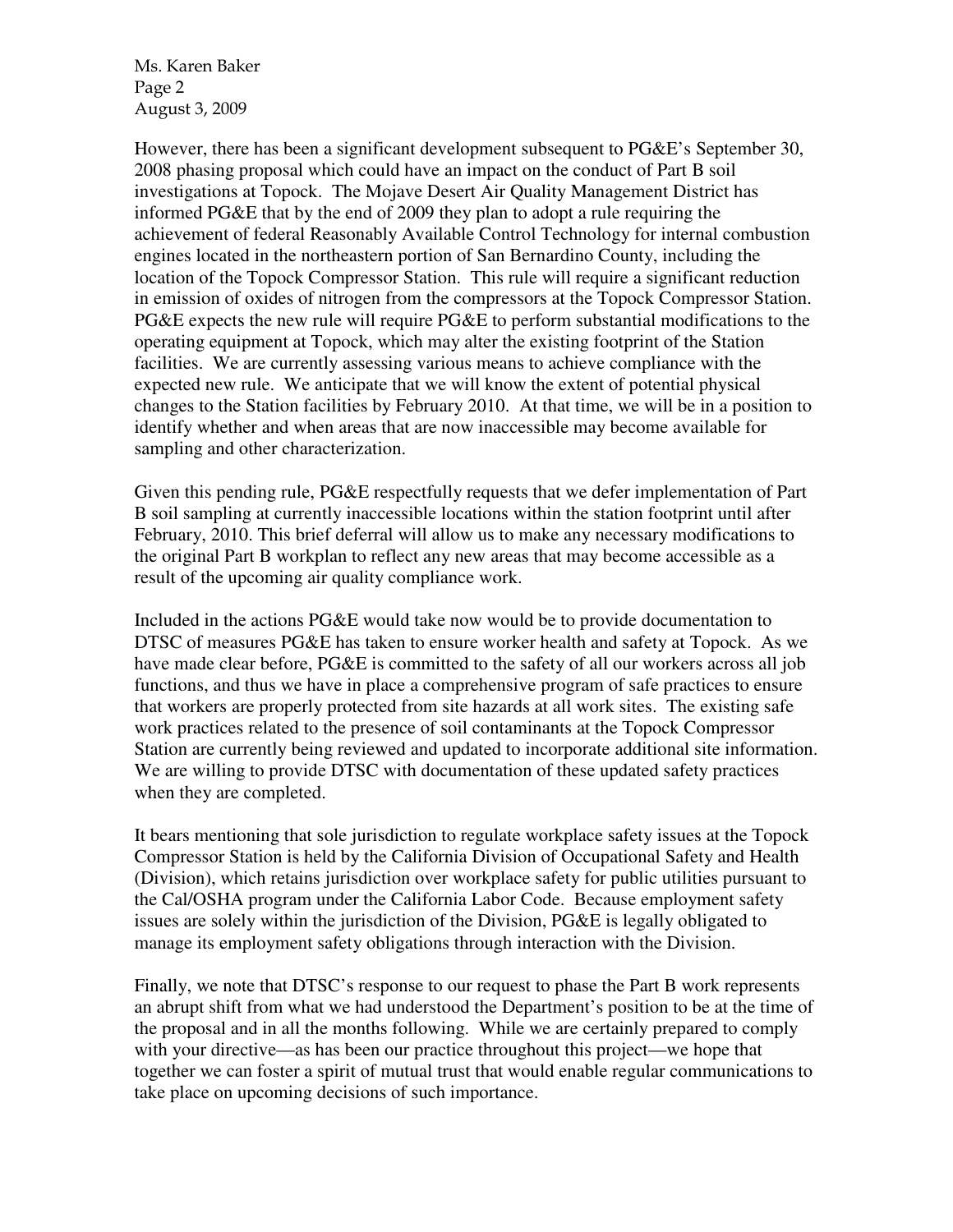However, there has been a significant development subsequent to PG&E's September 30, 2008 phasing proposal which could have an impact on the conduct of Part B soil investigations at Topock. The Mojave Desert Air Quality Management District has informed PG&E that by the end of 2009 they plan to adopt a rule requiring the achievement of federal Reasonably Available Control Technology for internal combustion engines located in the northeastern portion of San Bernardino County, including the location of the Topock Compressor Station. This rule will require a significant reduction in emission of oxides of nitrogen from the compressors at the Topock Compressor Station. PG&E expects the new rule will require PG&E to perform substantial modifications to the operating equipment at Topock, which may alter the existing footprint of the Station facilities. We are currently assessing various means to achieve compliance with the expected new rule. We anticipate that we will know the extent of potential physical changes to the Station facilities by February 2010. At that time, we will be in a position to identify whether and when areas that are now inaccessible may become available for sampling and other characterization.

Given this pending rule, PG&E respectfully requests that we defer implementation of Part B soil sampling at currently inaccessible locations within the station footprint until after February, 2010. This brief deferral will allow us to make any necessary modifications to the original Part B workplan to reflect any new areas that may become accessible as a result of the upcoming air quality compliance work.

Included in the actions PG&E would take now would be to provide documentation to DTSC of measures PG&E has taken to ensure worker health and safety at Topock. As we have made clear before, PG&E is committed to the safety of all our workers across all job functions, and thus we have in place a comprehensive program of safe practices to ensure that workers are properly protected from site hazards at all work sites. The existing safe work practices related to the presence of soil contaminants at the Topock Compressor Station are currently being reviewed and updated to incorporate additional site information. We are willing to provide DTSC with documentation of these updated safety practices when they are completed.

It bears mentioning that sole jurisdiction to regulate workplace safety issues at the Topock Compressor Station is held by the California Division of Occupational Safety and Health (Division), which retains jurisdiction over workplace safety for public utilities pursuant to the Cal/OSHA program under the California Labor Code. Because employment safety issues are solely within the jurisdiction of the Division, PG&E is legally obligated to manage its employment safety obligations through interaction with the Division.

Finally, we note that DTSC's response to our request to phase the Part B work represents an abrupt shift from what we had understood the Department's position to be at the time of the proposal and in all the months following. While we are certainly prepared to comply with your directive—as has been our practice throughout this project—we hope that together we can foster a spirit of mutual trust that would enable regular communications to take place on upcoming decisions of such importance.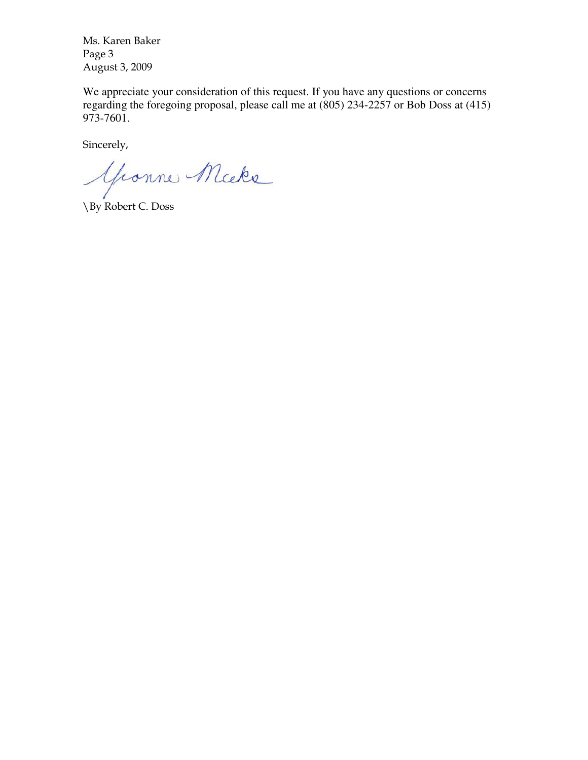We appreciate your consideration of this request. If you have any questions or concerns regarding the foregoing proposal, please call me at (805) 234-2257 or Bob Doss at (415) 973-7601.

Sincerely,

Yvonne Meeks

\By Robert C. Doss